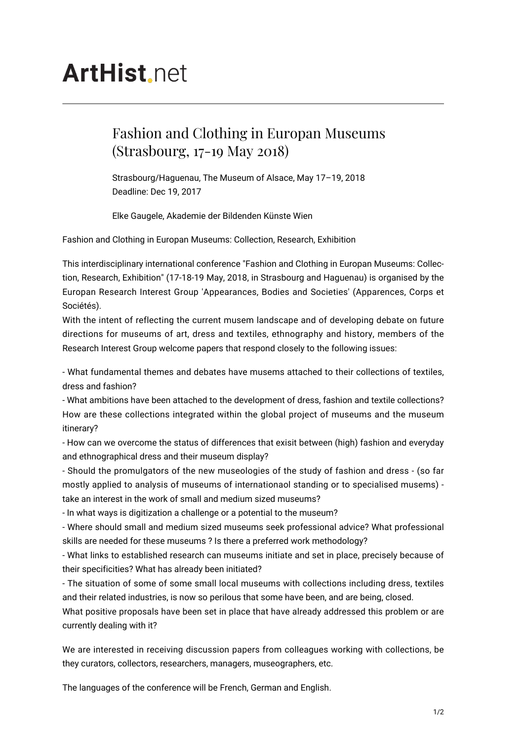# ArtHist.net

## Fashion and Clothing in Europan Museums (Strasbourg, 17-19 May 2018)

Strasbourg/Haguenau, The Museum of Alsace, May 17–19, 2018
Deadline: Dec 19, 2017

Elke Gaugele, Akademie der Bildenden Künste Wien

Fashion and Clothing in Europan Museums: Collection, Research, Exhibition

This interdisciplinary international conference "Fashion and Clothing in Europan Museums: Collection, Research, Exhibition" (17-18-19 May, 2018, in Strasbourg and Haguenau) is organised by the Europan Research Interest Group 'Appearances, Bodies and Societies' (Apparences, Corps et Sociétés).
With the intent of reflecting the current musem landscape and of developing debate on future directions for museums of art, dress and textiles, ethnography and history, members of the Research Interest Group welcome papers that respond closely to the following issues:

- What fundamental themes and debates have musems attached to their collections of textiles, dress and fashion?
- What ambitions have been attached to the development of dress, fashion and textile collections? How are these collections integrated within the global project of museums and the museum itinerary?
- How can we overcome the status of differences that exisit between (high) fashion and everyday and ethnographical dress and their museum display?
- Should the promulgators of the new museologies of the study of fashion and dress - (so far mostly applied to analysis of museums of internationaol standing or to specialised musems) - take an interest in the work of small and medium sized museums?
- In what ways is digitization a challenge or a potential to the museum?
- Where should small and medium sized museums seek professional advice? What professional skills are needed for these museums ? Is there a preferred work methodology?
- What links to established research can museums initiate and set in place, precisely because of their specificities? What has already been initiated?
- The situation of some of some small local museums with collections including dress, textiles and their related industries, is now so perilous that some have been, and are being, closed.
What positive proposals have been set in place that have already addressed this problem or are currently dealing with it?

We are interested in receiving discussion papers from colleagues working with collections, be they curators, collectors, researchers, managers, museographers, etc.

The languages of the conference will be French, German and English.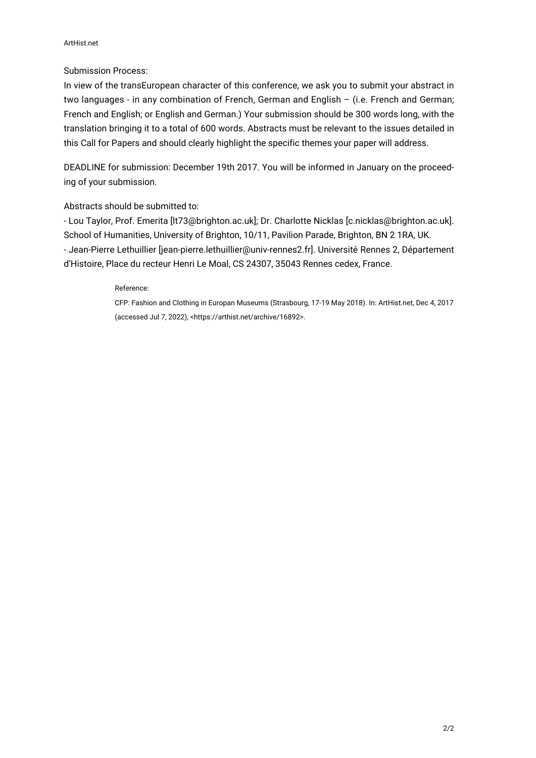Submission Process:

In view of the transEuropean character of this conference, we ask you to submit your abstract in two languages - in any combination of French, German and English – (i.e. French and German; French and English; or English and German.) Your submission should be 300 words long, with the translation bringing it to a total of 600 words. Abstracts must be relevant to the issues detailed in this Call for Papers and should clearly highlight the specific themes your paper will address.

DEADLINE for submission: December 19th 2017. You will be informed in January on the proceeding of your submission.

Abstracts should be submitted to:

- Lou Taylor, Prof. Emerita [lt73@brighton.ac.uk]; Dr. Charlotte Nicklas [c.nicklas@brighton.ac.uk]. School of Humanities, University of Brighton, 10/11, Pavilion Parade, Brighton, BN 2 1RA, UK.
- Jean-Pierre Lethuillier [jean-pierre.lethuillier@univ-rennes2.fr]. Université Rennes 2, Département d'Histoire, Place du recteur Henri Le Moal, CS 24307, 35043 Rennes cedex, France.

Reference:

CFP: Fashion and Clothing in Europan Museums (Strasbourg, 17-19 May 2018). In: ArtHist.net, Dec 4, 2017 (accessed Jul 7, 2022), <https://arthist.net/archive/16892>.